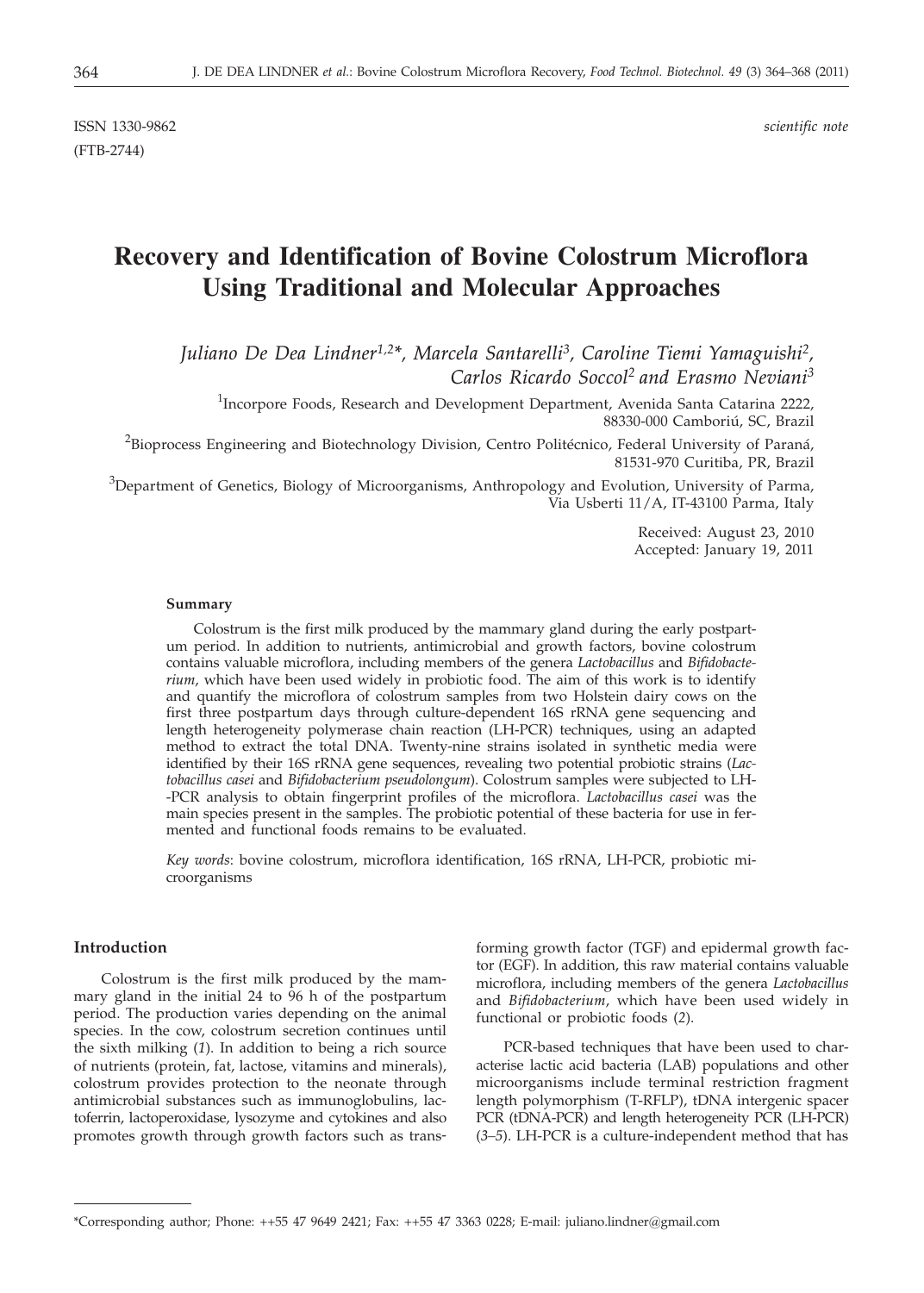ISSN 1330-9862 *scientific note*
(FTB-2744)

# Recovery and Identification of Bovine Colostrum Microflora Using Traditional and Molecular Approaches

*Juliano De Dea Lindner[1,2]\*, Marcela Santarelli[3], Caroline Tiemi Yamaguishi[2], Carlos Ricardo Soccol[2] and Erasmo Neviani[3]*

[1]Incorpore Foods, Research and Development Department, Avenida Santa Catarina 2222, 88330-000 Camboriú, SC, Brazil

[2]Bioprocess Engineering and Biotechnology Division, Centro Politécnico, Federal University of Paraná, 81531-970 Curitiba, PR, Brazil

[3]Department of Genetics, Biology of Microorganisms, Anthropology and Evolution, University of Parma, Via Usberti 11/A, IT-43100 Parma, Italy

Received: August 23, 2010
Accepted: January 19, 2011

### Summary

Colostrum is the first milk produced by the mammary gland during the early postpartum period. In addition to nutrients, antimicrobial and growth factors, bovine colostrum contains valuable microflora, including members of the genera *Lactobacillus* and *Bifidobacterium*, which have been used widely in probiotic food. The aim of this work is to identify and quantify the microflora of colostrum samples from two Holstein dairy cows on the first three postpartum days through culture-dependent 16S rRNA gene sequencing and length heterogeneity polymerase chain reaction (LH-PCR) techniques, using an adapted method to extract the total DNA. Twenty-nine strains isolated in synthetic media were identified by their 16S rRNA gene sequences, revealing two potential probiotic strains (*Lactobacillus casei* and *Bifidobacterium pseudolongum*). Colostrum samples were subjected to LH-PCR analysis to obtain fingerprint profiles of the microflora. *Lactobacillus casei* was the main species present in the samples. The probiotic potential of these bacteria for use in fermented and functional foods remains to be evaluated.

*Key words*: bovine colostrum, microflora identification, 16S rRNA, LH-PCR, probiotic microorganisms

## Introduction

Colostrum is the first milk produced by the mammary gland in the initial 24 to 96 h of the postpartum period. The production varies depending on the animal species. In the cow, colostrum secretion continues until the sixth milking (*1*). In addition to being a rich source of nutrients (protein, fat, lactose, vitamins and minerals), colostrum provides protection to the neonate through antimicrobial substances such as immunoglobulins, lactoferrin, lactoperoxidase, lysozyme and cytokines and also promotes growth through growth factors such as transforming growth factor (TGF) and epidermal growth factor (EGF). In addition, this raw material contains valuable microflora, including members of the genera *Lactobacillus* and *Bifidobacterium*, which have been used widely in functional or probiotic foods (*2*).

PCR-based techniques that have been used to characterise lactic acid bacteria (LAB) populations and other microorganisms include terminal restriction fragment length polymorphism (T-RFLP), tDNA intergenic spacer PCR (tDNA-PCR) and length heterogeneity PCR (LH-PCR) (*3–5*). LH-PCR is a culture-independent method that has

\*Corresponding author; Phone: ++55 47 9649 2421; Fax: ++55 47 3363 0228; E-mail: juliano.lindner@gmail.com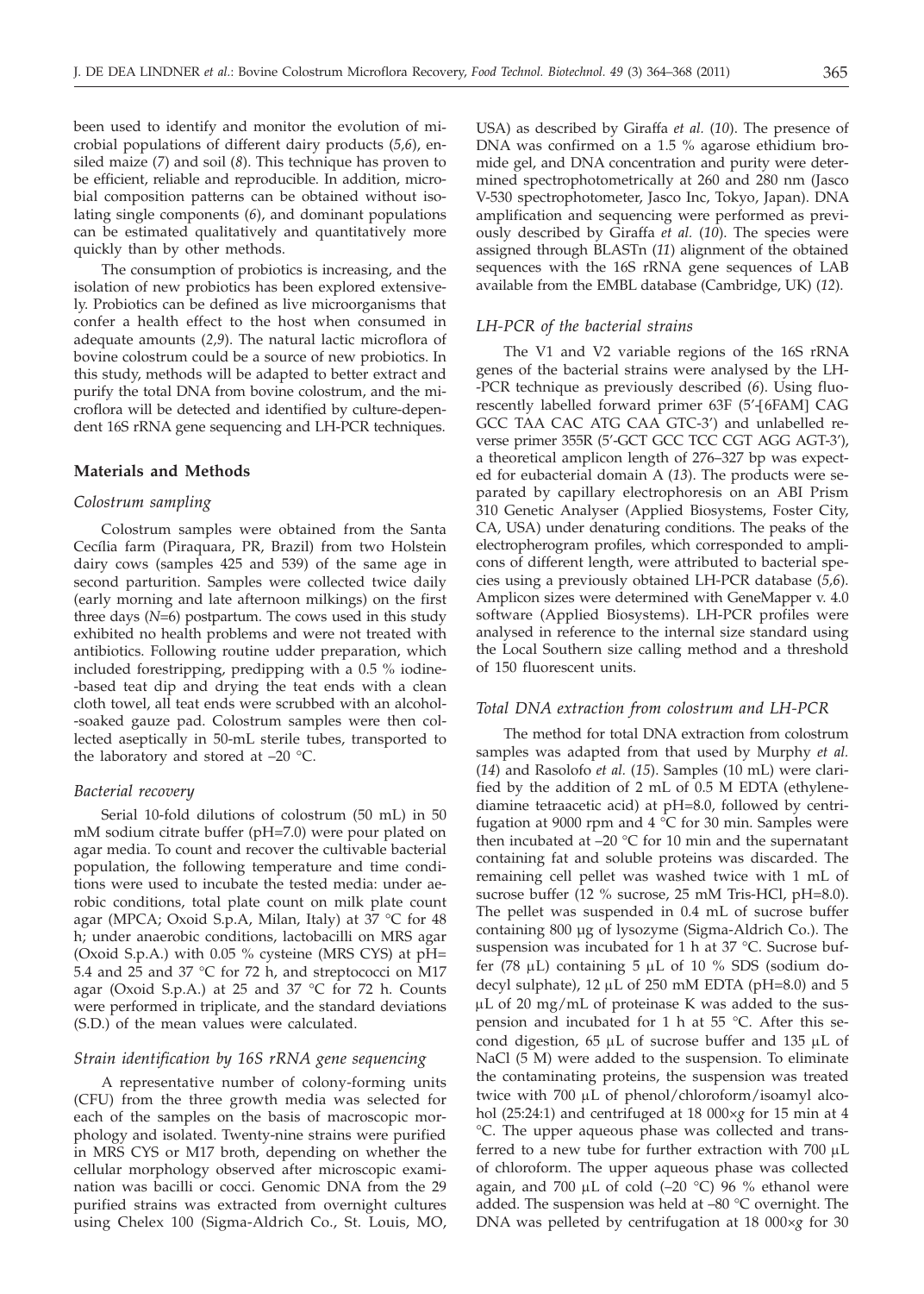been used to identify and monitor the evolution of microbial populations of different dairy products (*5,6*), ensiled maize (*7*) and soil (*8*). This technique has proven to be efficient, reliable and reproducible. In addition, microbial composition patterns can be obtained without isolating single components (*6*), and dominant populations can be estimated qualitatively and quantitatively more quickly than by other methods.

The consumption of probiotics is increasing, and the isolation of new probiotics has been explored extensively. Probiotics can be defined as live microorganisms that confer a health effect to the host when consumed in adequate amounts (*2,9*). The natural lactic microflora of bovine colostrum could be a source of new probiotics. In this study, methods will be adapted to better extract and purify the total DNA from bovine colostrum, and the microflora will be detected and identified by culture-dependent 16S rRNA gene sequencing and LH-PCR techniques.

## Materials and Methods

### *Colostrum sampling*

Colostrum samples were obtained from the Santa Cecília farm (Piraquara, PR, Brazil) from two Holstein dairy cows (samples 425 and 539) of the same age in second parturition. Samples were collected twice daily (early morning and late afternoon milkings) on the first three days ($N=6$) postpartum. The cows used in this study exhibited no health problems and were not treated with antibiotics. Following routine udder preparation, which included forestripping, predipping with a 0.5 % iodine-based teat dip and drying the teat ends with a clean cloth towel, all teat ends were scrubbed with an alcohol-soaked gauze pad. Colostrum samples were then collected aseptically in 50-mL sterile tubes, transported to the laboratory and stored at –20 °C.

### *Bacterial recovery*

Serial 10-fold dilutions of colostrum (50 mL) in 50 mM sodium citrate buffer (pH=7.0) were pour plated on agar media. To count and recover the cultivable bacterial population, the following temperature and time conditions were used to incubate the tested media: under aerobic conditions, total plate count on milk plate count agar (MPCA; Oxoid S.p.A, Milan, Italy) at 37 °C for 48 h; under anaerobic conditions, lactobacilli on MRS agar (Oxoid S.p.A.) with 0.05 % cysteine (MRS CYS) at pH=5.4 and 25 and 37 °C for 72 h, and streptococci on M17 agar (Oxoid S.p.A.) at 25 and 37 °C for 72 h. Counts were performed in triplicate, and the standard deviations (S.D.) of the mean values were calculated.

### *Strain identification by 16S rRNA gene sequencing*

A representative number of colony-forming units (CFU) from the three growth media was selected for each of the samples on the basis of macroscopic morphology and isolated. Twenty-nine strains were purified in MRS CYS or M17 broth, depending on whether the cellular morphology observed after microscopic examination was bacilli or cocci. Genomic DNA from the 29 purified strains was extracted from overnight cultures using Chelex 100 (Sigma-Aldrich Co., St. Louis, MO, USA) as described by Giraffa *et al.* (*10*). The presence of DNA was confirmed on a 1.5 % agarose ethidium bromide gel, and DNA concentration and purity were determined spectrophotometrically at 260 and 280 nm (Jasco V-530 spectrophotometer, Jasco Inc, Tokyo, Japan). DNA amplification and sequencing were performed as previously described by Giraffa *et al.* (*10*). The species were assigned through BLASTn (*11*) alignment of the obtained sequences with the 16S rRNA gene sequences of LAB available from the EMBL database (Cambridge, UK) (*12*).

### *LH-PCR of the bacterial strains*

The V1 and V2 variable regions of the 16S rRNA genes of the bacterial strains were analysed by the LH-PCR technique as previously described (*6*). Using fluorescently labelled forward primer 63F (5'-[6FAM] CAG GCC TAA CAC ATG CAA GTC-3') and unlabelled reverse primer 355R (5'-GCT GCC TCC CGT AGG AGT-3'), a theoretical amplicon length of 276–327 bp was expected for eubacterial domain A (*13*). The products were separated by capillary electrophoresis on an ABI Prism 310 Genetic Analyser (Applied Biosystems, Foster City, CA, USA) under denaturing conditions. The peaks of the electropherogram profiles, which corresponded to amplicons of different length, were attributed to bacterial species using a previously obtained LH-PCR database (*5,6*). Amplicon sizes were determined with GeneMapper v. 4.0 software (Applied Biosystems). LH-PCR profiles were analysed in reference to the internal size standard using the Local Southern size calling method and a threshold of 150 fluorescent units.

### *Total DNA extraction from colostrum and LH-PCR*

The method for total DNA extraction from colostrum samples was adapted from that used by Murphy *et al.* (*14*) and Rasolofo *et al.* (*15*). Samples (10 mL) were clarified by the addition of 2 mL of 0.5 M EDTA (ethylenediamine tetraacetic acid) at pH=8.0, followed by centrifugation at 9000 rpm and 4 °C for 30 min. Samples were then incubated at –20 °C for 10 min and the supernatant containing fat and soluble proteins was discarded. The remaining cell pellet was washed twice with 1 mL of sucrose buffer (12 % sucrose, 25 mM Tris-HCl, pH=8.0). The pellet was suspended in 0.4 mL of sucrose buffer containing 800 μg of lysozyme (Sigma-Aldrich Co.). The suspension was incubated for 1 h at 37 °C. Sucrose buffer (78 μL) containing 5 μL of 10 % SDS (sodium dodecyl sulphate), 12 μL of 250 mM EDTA (pH=8.0) and 5 μL of 20 mg/mL of proteinase K was added to the suspension and incubated for 1 h at 55 °C. After this second digestion, 65 μL of sucrose buffer and 135 μL of NaCl (5 M) were added to the suspension. To eliminate the contaminating proteins, the suspension was treated twice with 700 μL of phenol/chloroform/isoamyl alcohol (25:24:1) and centrifuged at 18 000×*g* for 15 min at 4 °C. The upper aqueous phase was collected and transferred to a new tube for further extraction with 700 μL of chloroform. The upper aqueous phase was collected again, and 700 μL of cold (–20 °C) 96 % ethanol were added. The suspension was held at –80 °C overnight. The DNA was pelleted by centrifugation at 18 000×*g* for 30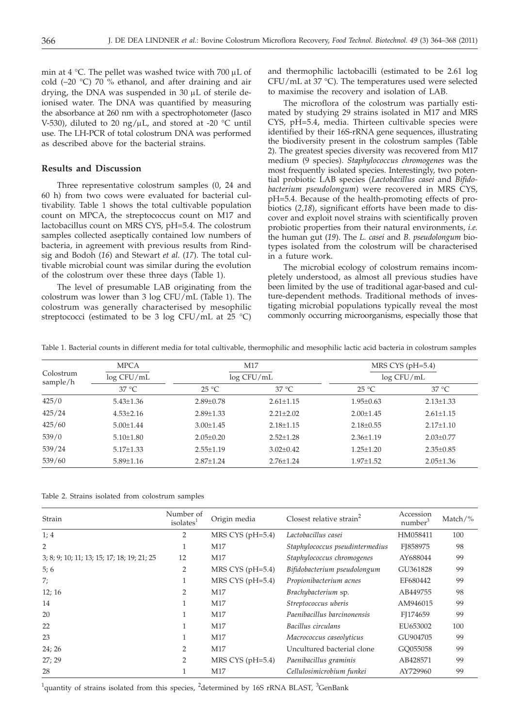min at 4 °C. The pellet was washed twice with 700 μL of cold (–20 °C) 70 % ethanol, and after draining and air drying, the DNA was suspended in 30 μL of sterile deionised water. The DNA was quantified by measuring the absorbance at 260 nm with a spectrophotometer (Jasco V-530), diluted to 20 ng/μL, and stored at -20 °C until use. The LH-PCR of total colostrum DNA was performed as described above for the bacterial strains.

## Results and Discussion

Three representative colostrum samples (0, 24 and 60 h) from two cows were evaluated for bacterial cultivability. Table 1 shows the total cultivable population count on MPCA, the streptococcus count on M17 and lactobacillus count on MRS CYS, pH=5.4. The colostrum samples collected aseptically contained low numbers of bacteria, in agreement with previous results from Rindsig and Bodoh (*16*) and Stewart *et al.* (*17*). The total cultivable microbial count was similar during the evolution of the colostrum over these three days (Table 1).

The level of presumable LAB originating from the colostrum was lower than 3 log CFU/mL (Table 1). The colostrum was generally characterised by mesophilic streptococci (estimated to be 3 log CFU/mL at 25 °C) and thermophilic lactobacilli (estimated to be 2.61 log CFU/mL at 37 °C). The temperatures used were selected to maximise the recovery and isolation of LAB.

The microflora of the colostrum was partially estimated by studying 29 strains isolated in M17 and MRS CYS, pH=5.4, media. Thirteen cultivable species were identified by their 16S-rRNA gene sequences, illustrating the biodiversity present in the colostrum samples (Table 2). The greatest species diversity was recovered from M17 medium (9 species). *Staphylococcus chromogenes* was the most frequently isolated species. Interestingly, two potential probiotic LAB species (*Lactobacillus casei* and *Bifidobacterium pseudolongum*) were recovered in MRS CYS, pH=5.4. Because of the health-promoting effects of probiotics (*2,18*), significant efforts have been made to discover and exploit novel strains with scientifically proven probiotic properties from their natural environments, *i.e.* the human gut (*19*). The *L. casei* and *B. pseudolongum* biotypes isolated from the colostrum will be characterised in a future work.

The microbial ecology of colostrum remains incompletely understood, as almost all previous studies have been limited by the use of traditional agar-based and culture-dependent methods. Traditional methods of investigating microbial populations typically reveal the most commonly occurring microorganisms, especially those that

Table 1. Bacterial counts in different media for total cultivable, thermophilic and mesophilic lactic acid bacteria in colostrum samples

| Colostrum sample/h | MPCA log CFU/mL | M17 log CFU/mL | | MRS CYS (pH=5.4) log CFU/mL | |
|---|---|---|---|---|---|
| | 37 °C | 25 °C | 37 °C | 25 °C | 37 °C |
| 425/0 | 5.43±1.36 | 2.89±0.78 | 2.61±1.15 | 1.95±0.63 | 2.13±1.33 |
| 425/24 | 4.53±2.16 | 2.89±1.33 | 2.21±2.02 | 2.00±1.45 | 2.61±1.15 |
| 425/60 | 5.00±1.44 | 3.00±1.45 | 2.18±1.15 | 2.18±0.55 | 2.17±1.10 |
| 539/0 | 5.10±1.80 | 2.05±0.20 | 2.52±1.28 | 2.36±1.19 | 2.03±0.77 |
| 539/24 | 5.17±1.33 | 2.55±1.19 | 3.02±0.42 | 1.25±1.20 | 2.35±0.85 |
| 539/60 | 5.89±1.16 | 2.87±1.24 | 2.76±1.24 | 1.97±1.52 | 2.05±1.36 |

Table 2. Strains isolated from colostrum samples

| Strain | Number of isolates[1] | Origin media | Closest relative strain[2] | Accession number[3] | Match/% |
|---|---|---|---|---|---|
| 1; 4 | 2 | MRS CYS (pH=5.4) | *Lactobacillus casei* | HM058411 | 100 |
| 2 | 1 | M17 | *Staphylococcus pseudintermedius* | FJ858975 | 98 |
| 3; 8; 9; 10; 11; 13; 15; 17; 18; 19; 21; 25 | 12 | M17 | *Staphylococcus chromogenes* | AY688044 | 99 |
| 5; 6 | 2 | MRS CYS (pH=5.4) | *Bifidobacterium pseudolongum* | GU361828 | 99 |
| 7; | 1 | MRS CYS (pH=5.4) | *Propionibacterium acnes* | EF680442 | 99 |
| 12; 16 | 2 | M17 | *Brachybacterium* sp. | AB449755 | 98 |
| 14 | 1 | M17 | *Streptococcus uberis* | AM946015 | 99 |
| 20 | 1 | M17 | *Paenibacillus barcinonensis* | FJ174659 | 99 |
| 22 | 1 | M17 | *Bacillus circulans* | EU653002 | 100 |
| 23 | 1 | M17 | *Macrococcus caseolyticus* | GU904705 | 99 |
| 24; 26 | 2 | M17 | Uncultured bacterial clone | GQ055058 | 99 |
| 27; 29 | 2 | MRS CYS (pH=5.4) | *Paenibacillus graminis* | AB428571 | 99 |
| 28 | 1 | M17 | *Cellulosimicrobium funkei* | AY729960 | 99 |

[1]quantity of strains isolated from this species, [2]determined by 16S rRNA BLAST, [3]GenBank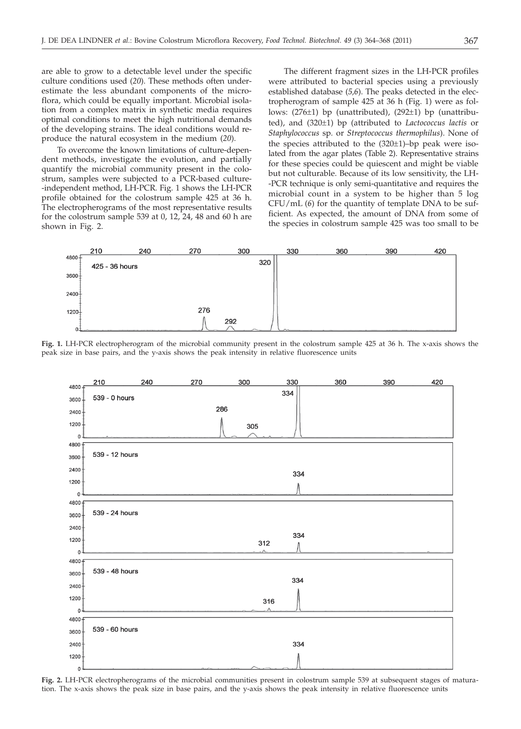are able to grow to a detectable level under the specific culture conditions used (*20*). These methods often underestimate the less abundant components of the microflora, which could be equally important. Microbial isolation from a complex matrix in synthetic media requires optimal conditions to meet the high nutritional demands of the developing strains. The ideal conditions would reproduce the natural ecosystem in the medium (*20*).

To overcome the known limitations of culture-dependent methods, investigate the evolution, and partially quantify the microbial community present in the colostrum, samples were subjected to a PCR-based culture-independent method, LH-PCR. Fig. 1 shows the LH-PCR profile obtained for the colostrum sample 425 at 36 h. The electropherograms of the most representative results for the colostrum sample 539 at 0, 12, 24, 48 and 60 h are shown in Fig. 2.

The different fragment sizes in the LH-PCR profiles were attributed to bacterial species using a previously established database (*5,6*). The peaks detected in the electropherogram of sample 425 at 36 h (Fig. 1) were as follows: (276±1) bp (unattributed), (292±1) bp (unattributed), and (320±1) bp (attributed to *Lactococcus lactis* or *Staphylococcus* sp. or *Streptococcus thermophilus*). None of the species attributed to the (320±1)–bp peak were isolated from the agar plates (Table 2). Representative strains for these species could be quiescent and might be viable but not culturable. Because of its low sensitivity, the LH-PCR technique is only semi-quantitative and requires the microbial count in a system to be higher than 5 log CFU/mL (*6*) for the quantity of template DNA to be sufficient. As expected, the amount of DNA from some of the species in colostrum sample 425 was too small to be

**Fig. 1.** LH-PCR electropherogram of the microbial community present in the colostrum sample 425 at 36 h. The x-axis shows the peak size in base pairs, and the y-axis shows the peak intensity in relative fluorescence units

**Fig. 2.** LH-PCR electropherograms of the microbial communities present in colostrum sample 539 at subsequent stages of maturation. The x-axis shows the peak size in base pairs, and the y-axis shows the peak intensity in relative fluorescence units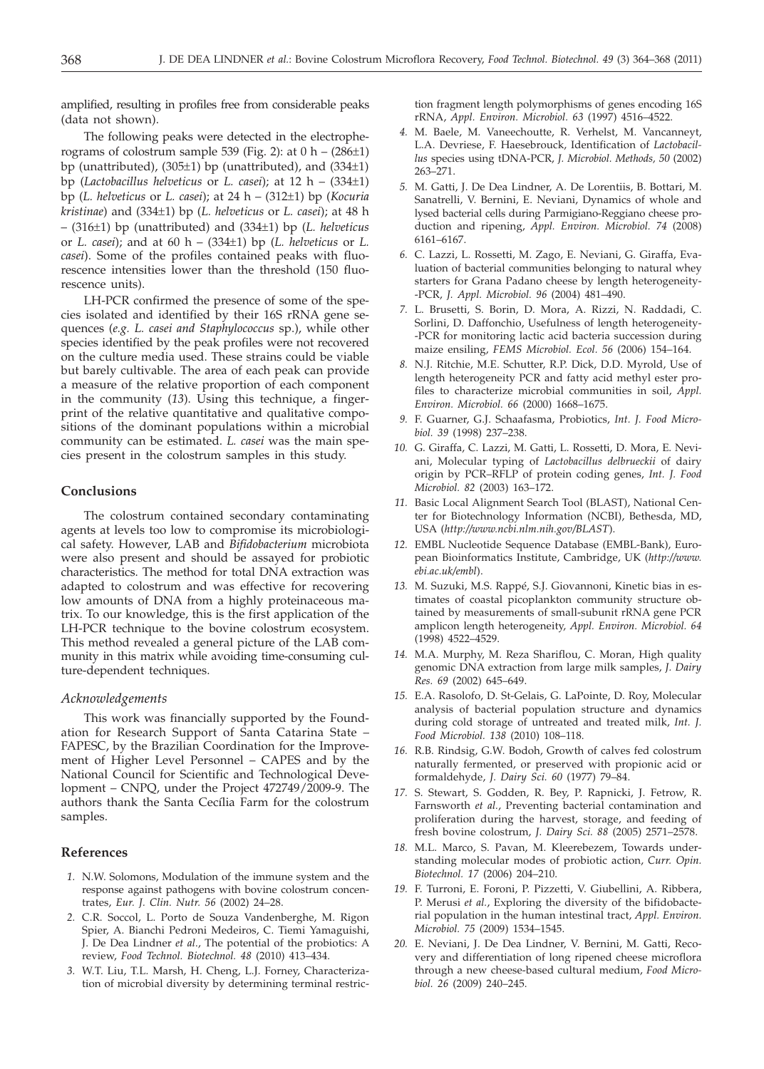amplified, resulting in profiles free from considerable peaks (data not shown).

The following peaks were detected in the electropherograms of colostrum sample 539 (Fig. 2): at 0 h – (286±1) bp (unattributed), (305±1) bp (unattributed), and (334±1) bp (*Lactobacillus helveticus* or *L. casei*); at 12 h – (334±1) bp (*L. helveticus* or *L. casei*); at 24 h – (312±1) bp (*Kocuria kristinae*) and (334±1) bp (*L. helveticus* or *L. casei*); at 48 h – (316±1) bp (unattributed) and (334±1) bp (*L. helveticus* or *L. casei*); and at 60 h – (334±1) bp (*L. helveticus* or *L. casei*). Some of the profiles contained peaks with fluorescence intensities lower than the threshold (150 fluorescence units).

LH-PCR confirmed the presence of some of the species isolated and identified by their 16S rRNA gene sequences (*e.g. L. casei and Staphylococcus* sp.), while other species identified by the peak profiles were not recovered on the culture media used. These strains could be viable but barely cultivable. The area of each peak can provide a measure of the relative proportion of each component in the community (*13*). Using this technique, a fingerprint of the relative quantitative and qualitative compositions of the dominant populations within a microbial community can be estimated. *L. casei* was the main species present in the colostrum samples in this study.

## Conclusions

The colostrum contained secondary contaminating agents at levels too low to compromise its microbiological safety. However, LAB and *Bifidobacterium* microbiota were also present and should be assayed for probiotic characteristics. The method for total DNA extraction was adapted to colostrum and was effective for recovering low amounts of DNA from a highly proteinaceous matrix. To our knowledge, this is the first application of the LH-PCR technique to the bovine colostrum ecosystem. This method revealed a general picture of the LAB community in this matrix while avoiding time-consuming culture-dependent techniques.

### *Acknowledgements*

This work was financially supported by the Foundation for Research Support of Santa Catarina State – FAPESC, by the Brazilian Coordination for the Improvement of Higher Level Personnel – CAPES and by the National Council for Scientific and Technological Development – CNPQ, under the Project 472749/2009-9. The authors thank the Santa Cecília Farm for the colostrum samples.

## References

1. N.W. Solomons, Modulation of the immune system and the response against pathogens with bovine colostrum concentrates, *Eur. J. Clin. Nutr. 56* (2002) 24–28.
2. C.R. Soccol, L. Porto de Souza Vandenberghe, M. Rigon Spier, A. Bianchi Pedroni Medeiros, C. Tiemi Yamaguishi, J. De Dea Lindner *et al.*, The potential of the probiotics: A review, *Food Technol. Biotechnol. 48* (2010) 413–434.
3. W.T. Liu, T.L. Marsh, H. Cheng, L.J. Forney, Characterization of microbial diversity by determining terminal restriction fragment length polymorphisms of genes encoding 16S rRNA, *Appl. Environ. Microbiol. 63* (1997) 4516–4522.
4. M. Baele, M. Vaneechoutte, R. Verhelst, M. Vancanneyt, L.A. Devriese, F. Haesebrouck, Identification of *Lactobacillus* species using tDNA-PCR, *J. Microbiol. Methods, 50* (2002) 263–271.
5. M. Gatti, J. De Dea Lindner, A. De Lorentiis, B. Bottari, M. Sanatrelli, V. Bernini, E. Neviani, Dynamics of whole and lysed bacterial cells during Parmigiano-Reggiano cheese production and ripening, *Appl. Environ. Microbiol. 74* (2008) 6161–6167.
6. C. Lazzi, L. Rossetti, M. Zago, E. Neviani, G. Giraffa, Evaluation of bacterial communities belonging to natural whey starters for Grana Padano cheese by length heterogeneity-PCR, *J. Appl. Microbiol. 96* (2004) 481–490.
7. L. Brusetti, S. Borin, D. Mora, A. Rizzi, N. Raddadi, C. Sorlini, D. Daffonchio, Usefulness of length heterogeneity-PCR for monitoring lactic acid bacteria succession during maize ensiling, *FEMS Microbiol. Ecol. 56* (2006) 154–164.
8. N.J. Ritchie, M.E. Schutter, R.P. Dick, D.D. Myrold, Use of length heterogeneity PCR and fatty acid methyl ester profiles to characterize microbial communities in soil, *Appl. Environ. Microbiol. 66* (2000) 1668–1675.
9. F. Guarner, G.J. Schaafasma, Probiotics, *Int. J. Food Microbiol. 39* (1998) 237–238.
10. G. Giraffa, C. Lazzi, M. Gatti, L. Rossetti, D. Mora, E. Neviani, Molecular typing of *Lactobacillus delbrueckii* of dairy origin by PCR–RFLP of protein coding genes, *Int. J. Food Microbiol. 82* (2003) 163–172.
11. Basic Local Alignment Search Tool (BLAST), National Center for Biotechnology Information (NCBI), Bethesda, MD, USA (*http://www.ncbi.nlm.nih.gov/BLAST*).
12. EMBL Nucleotide Sequence Database (EMBL-Bank), European Bioinformatics Institute, Cambridge, UK (*http://www.ebi.ac.uk/embl*).
13. M. Suzuki, M.S. Rappé, S.J. Giovannoni, Kinetic bias in estimates of coastal picoplankton community structure obtained by measurements of small-subunit rRNA gene PCR amplicon length heterogeneity, *Appl. Environ. Microbiol. 64* (1998) 4522–4529.
14. M.A. Murphy, M. Reza Shariflou, C. Moran, High quality genomic DNA extraction from large milk samples, *J. Dairy Res. 69* (2002) 645–649.
15. E.A. Rasolofo, D. St-Gelais, G. LaPointe, D. Roy, Molecular analysis of bacterial population structure and dynamics during cold storage of untreated and treated milk, *Int. J. Food Microbiol. 138* (2010) 108–118.
16. R.B. Rindsig, G.W. Bodoh, Growth of calves fed colostrum naturally fermented, or preserved with propionic acid or formaldehyde, *J. Dairy Sci. 60* (1977) 79–84.
17. S. Stewart, S. Godden, R. Bey, P. Rapnicki, J. Fetrow, R. Farnsworth *et al.*, Preventing bacterial contamination and proliferation during the harvest, storage, and feeding of fresh bovine colostrum, *J. Dairy Sci. 88* (2005) 2571–2578.
18. M.L. Marco, S. Pavan, M. Kleerebezem, Towards understanding molecular modes of probiotic action, *Curr. Opin. Biotechnol. 17* (2006) 204–210.
19. F. Turroni, E. Foroni, P. Pizzetti, V. Giubellini, A. Ribbera, P. Merusi *et al.*, Exploring the diversity of the bifidobacterial population in the human intestinal tract, *Appl. Environ. Microbiol. 75* (2009) 1534–1545.
20. E. Neviani, J. De Dea Lindner, V. Bernini, M. Gatti, Recovery and differentiation of long ripened cheese microflora through a new cheese-based cultural medium, *Food Microbiol. 26* (2009) 240–245.